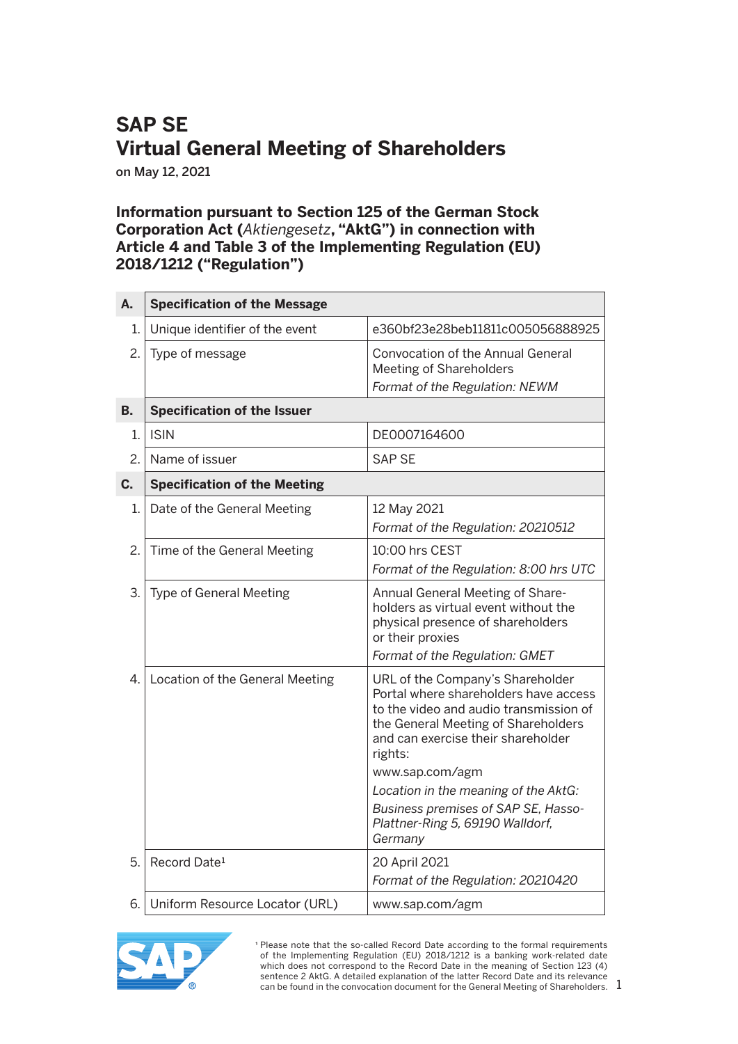# SAP SE
# Virtual General Meeting of Shareholders

on May 12, 2021

## Information pursuant to Section 125 of the German Stock Corporation Act (*Aktiengesetz*, "AktG") in connection with Article 4 and Table 3 of the Implementing Regulation (EU) 2018/1212 ("Regulation")

| | | |
|---|---|---|
| **A.** | **Specification of the Message** | |
| 1. | Unique identifier of the event | e360bf23e28beb11811c005056888925 |
| 2. | Type of message | Convocation of the Annual General Meeting of Shareholders<br>*Format of the Regulation: NEWM* |
| **B.** | **Specification of the Issuer** | |
| 1. | ISIN | DE0007164600 |
| 2. | Name of issuer | SAP SE |
| **C.** | **Specification of the Meeting** | |
| 1. | Date of the General Meeting | 12 May 2021<br>*Format of the Regulation: 20210512* |
| 2. | Time of the General Meeting | 10:00 hrs CEST<br>*Format of the Regulation: 8:00 hrs UTC* |
| 3. | Type of General Meeting | Annual General Meeting of Shareholders as virtual event without the physical presence of shareholders or their proxies<br>*Format of the Regulation: GMET* |
| 4. | Location of the General Meeting | URL of the Company's Shareholder Portal where shareholders have access to the video and audio transmission of the General Meeting of Shareholders and can exercise their shareholder rights:<br>www.sap.com/agm<br>*Location in the meaning of the AktG:*<br>*Business premises of SAP SE, Hasso-Plattner-Ring 5, 69190 Walldorf, Germany* |
| 5. | Record Date[1] | 20 April 2021<br>*Format of the Regulation: 20210420* |
| 6. | Uniform Resource Locator (URL) | www.sap.com/agm |

[1] Please note that the so-called Record Date according to the formal requirements of the Implementing Regulation (EU) 2018/1212 is a banking work-related date which does not correspond to the Record Date in the meaning of Section 123 (4) sentence 2 AktG. A detailed explanation of the latter Record Date and its relevance can be found in the convocation document for the General Meeting of Shareholders.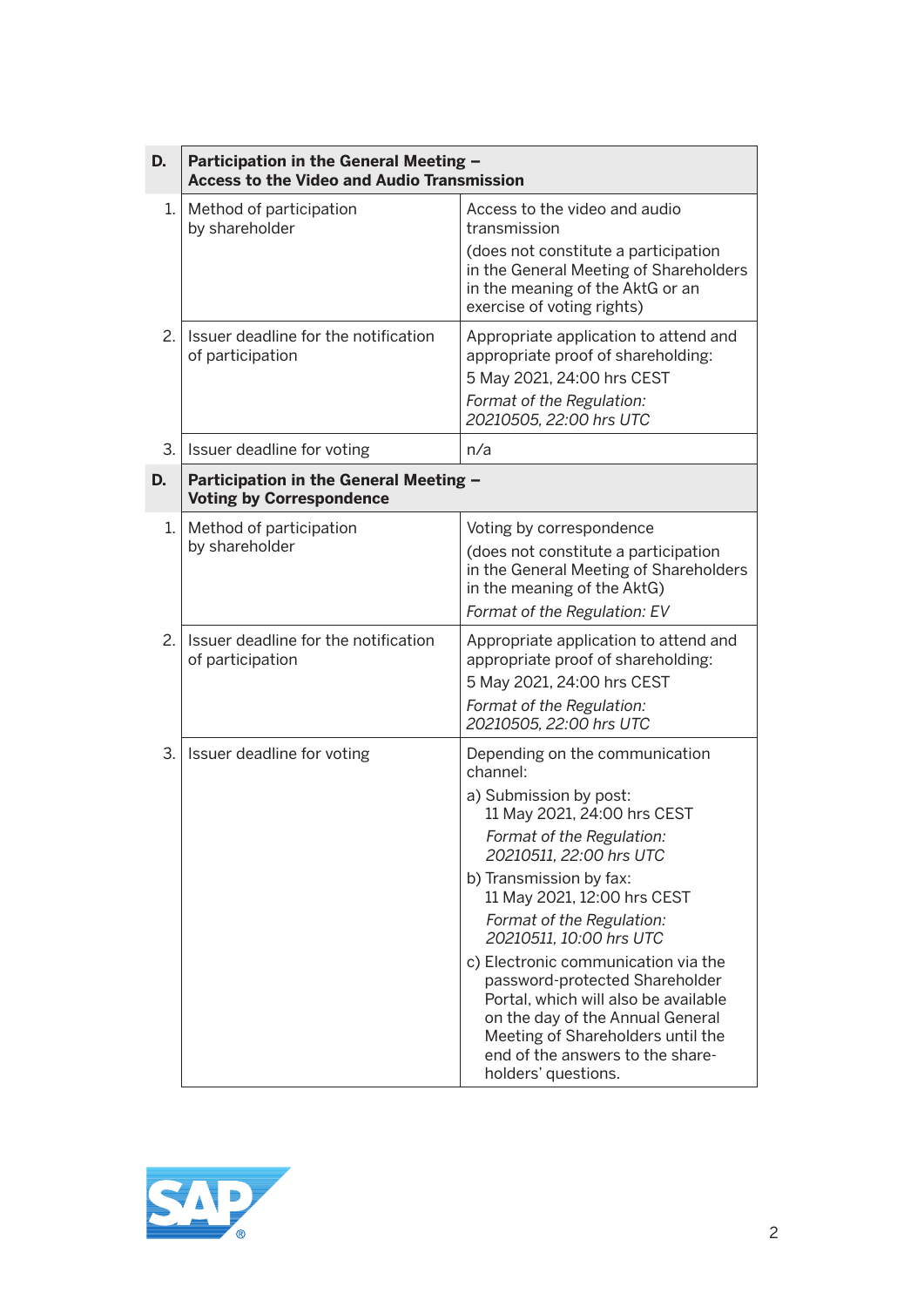| D. | **Participation in the General Meeting – Access to the Video and Audio Transmission** | |
|---|---|---|
| 1. | Method of participation by shareholder | Access to the video and audio transmission<br>(does not constitute a participation in the General Meeting of Shareholders in the meaning of the AktG or an exercise of voting rights) |
| 2. | Issuer deadline for the notification of participation | Appropriate application to attend and appropriate proof of shareholding:<br>5 May 2021, 24:00 hrs CEST<br>*Format of the Regulation: 20210505, 22:00 hrs UTC* |
| 3. | Issuer deadline for voting | n/a |
| **D.** | **Participation in the General Meeting – Voting by Correspondence** | |
| 1. | Method of participation by shareholder | Voting by correspondence<br>(does not constitute a participation in the General Meeting of Shareholders in the meaning of the AktG)<br>*Format of the Regulation: EV* |
| 2. | Issuer deadline for the notification of participation | Appropriate application to attend and appropriate proof of shareholding:<br>5 May 2021, 24:00 hrs CEST<br>*Format of the Regulation: 20210505, 22:00 hrs UTC* |
| 3. | Issuer deadline for voting | Depending on the communication channel:<br>a) Submission by post:<br>11 May 2021, 24:00 hrs CEST<br>*Format of the Regulation: 20210511, 22:00 hrs UTC*<br>b) Transmission by fax:<br>11 May 2021, 12:00 hrs CEST<br>*Format of the Regulation: 20210511, 10:00 hrs UTC*<br>c) Electronic communication via the password-protected Shareholder Portal, which will also be available on the day of the Annual General Meeting of Shareholders until the end of the answers to the share-holders' questions. |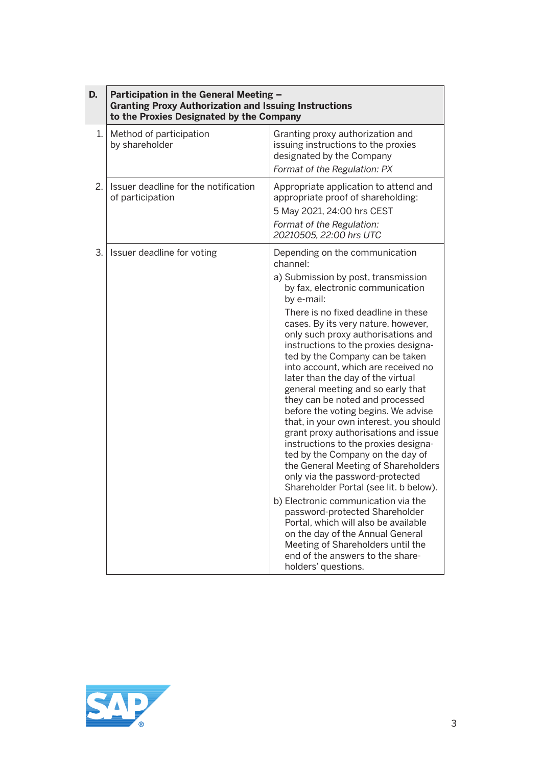| D. | Participation in the General Meeting – Granting Proxy Authorization and Issuing Instructions to the Proxies Designated by the Company | |
|---|---|---|
| 1. | Method of participation by shareholder | Granting proxy authorization and issuing instructions to the proxies designated by the Company<br>*Format of the Regulation: PX* |
| 2. | Issuer deadline for the notification of participation | Appropriate application to attend and appropriate proof of shareholding:<br>5 May 2021, 24:00 hrs CEST<br>*Format of the Regulation: 20210505, 22:00 hrs UTC* |
| 3. | Issuer deadline for voting | Depending on the communication channel:<br>a) Submission by post, transmission by fax, electronic communication by e-mail:<br>There is no fixed deadline in these cases. By its very nature, however, only such proxy authorisations and instructions to the proxies designated by the Company can be taken into account, which are received no later than the day of the virtual general meeting and so early that they can be noted and processed before the voting begins. We advise that, in your own interest, you should grant proxy authorisations and issue instructions to the proxies designated by the Company on the day of the General Meeting of Shareholders only via the password-protected Shareholder Portal (see lit. b below).<br>b) Electronic communication via the password-protected Shareholder Portal, which will also be available on the day of the Annual General Meeting of Shareholders until the end of the answers to the shareholders' questions. |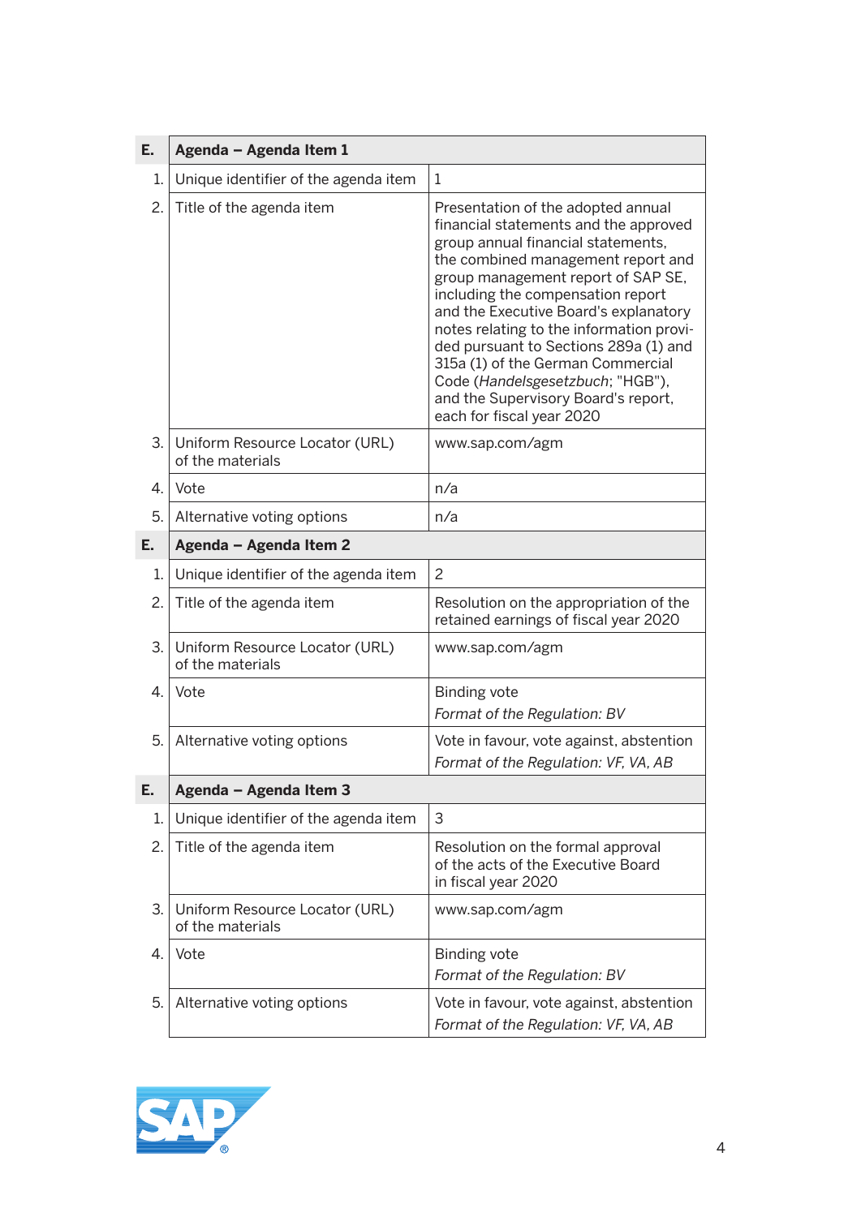| E. | Agenda – Agenda Item 1 | |
|---|---|---|
| 1. | Unique identifier of the agenda item | 1 |
| 2. | Title of the agenda item | Presentation of the adopted annual financial statements and the approved group annual financial statements, the combined management report and group management report of SAP SE, including the compensation report and the Executive Board's explanatory notes relating to the information provided pursuant to Sections 289a (1) and 315a (1) of the German Commercial Code (*Handelsgesetzbuch*; "HGB"), and the Supervisory Board's report, each for fiscal year 2020 |
| 3. | Uniform Resource Locator (URL) of the materials | www.sap.com/agm |
| 4. | Vote | n/a |
| 5. | Alternative voting options | n/a |
| **E.** | **Agenda – Agenda Item 2** | |
| 1. | Unique identifier of the agenda item | 2 |
| 2. | Title of the agenda item | Resolution on the appropriation of the retained earnings of fiscal year 2020 |
| 3. | Uniform Resource Locator (URL) of the materials | www.sap.com/agm |
| 4. | Vote | Binding vote<br>*Format of the Regulation: BV* |
| 5. | Alternative voting options | Vote in favour, vote against, abstention<br>*Format of the Regulation: VF, VA, AB* |
| **E.** | **Agenda – Agenda Item 3** | |
| 1. | Unique identifier of the agenda item | 3 |
| 2. | Title of the agenda item | Resolution on the formal approval of the acts of the Executive Board in fiscal year 2020 |
| 3. | Uniform Resource Locator (URL) of the materials | www.sap.com/agm |
| 4. | Vote | Binding vote<br>*Format of the Regulation: BV* |
| 5. | Alternative voting options | Vote in favour, vote against, abstention<br>*Format of the Regulation: VF, VA, AB* |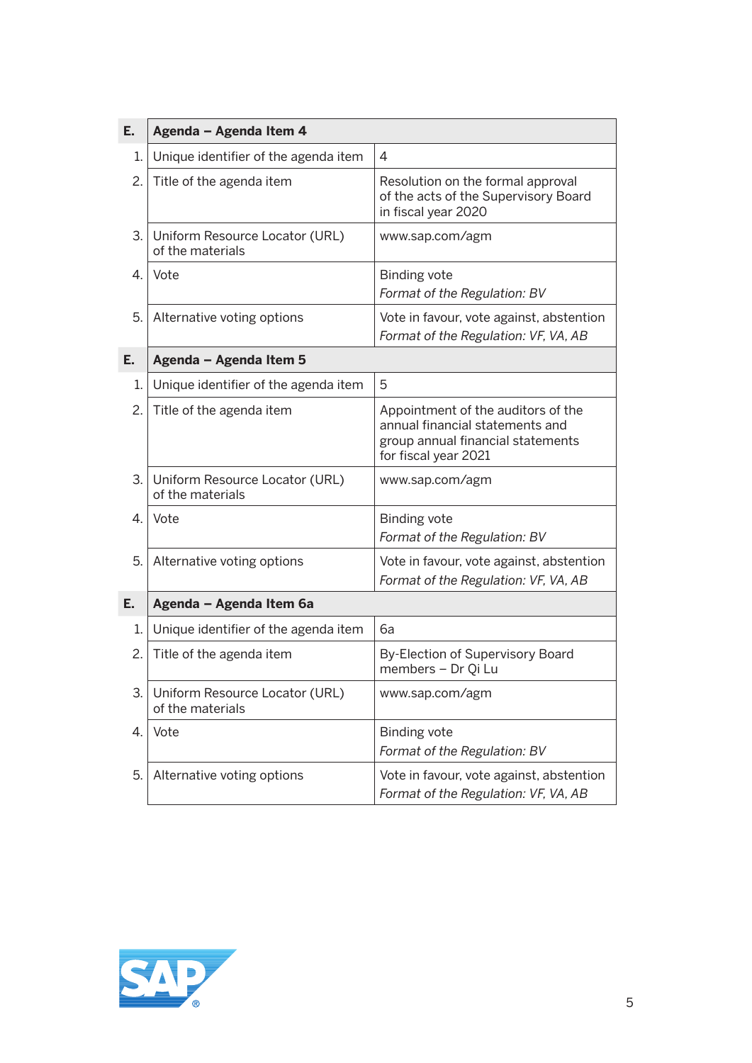| E. | Agenda – Agenda Item 4 | |
|---|---|---|
| 1. | Unique identifier of the agenda item | 4 |
| 2. | Title of the agenda item | Resolution on the formal approval of the acts of the Supervisory Board in fiscal year 2020 |
| 3. | Uniform Resource Locator (URL) of the materials | www.sap.com/agm |
| 4. | Vote | Binding vote<br>*Format of the Regulation: BV* |
| 5. | Alternative voting options | Vote in favour, vote against, abstention<br>*Format of the Regulation: VF, VA, AB* |

| E. | Agenda – Agenda Item 5 | |
|---|---|---|
| 1. | Unique identifier of the agenda item | 5 |
| 2. | Title of the agenda item | Appointment of the auditors of the annual financial statements and group annual financial statements for fiscal year 2021 |
| 3. | Uniform Resource Locator (URL) of the materials | www.sap.com/agm |
| 4. | Vote | Binding vote<br>*Format of the Regulation: BV* |
| 5. | Alternative voting options | Vote in favour, vote against, abstention<br>*Format of the Regulation: VF, VA, AB* |

| E. | Agenda – Agenda Item 6a | |
|---|---|---|
| 1. | Unique identifier of the agenda item | 6a |
| 2. | Title of the agenda item | By-Election of Supervisory Board members – Dr Qi Lu |
| 3. | Uniform Resource Locator (URL) of the materials | www.sap.com/agm |
| 4. | Vote | Binding vote<br>*Format of the Regulation: BV* |
| 5. | Alternative voting options | Vote in favour, vote against, abstention<br>*Format of the Regulation: VF, VA, AB* |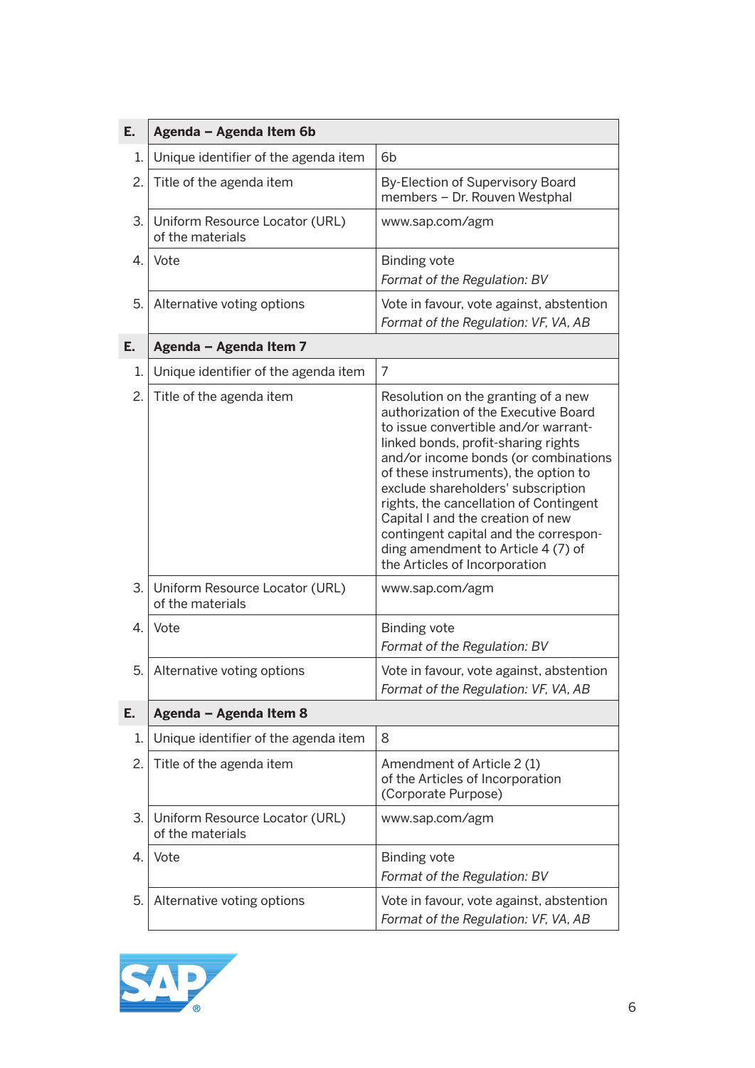| E. | Agenda – Agenda Item 6b | |
|---|---|---|
| 1. | Unique identifier of the agenda item | 6b |
| 2. | Title of the agenda item | By-Election of Supervisory Board members – Dr. Rouven Westphal |
| 3. | Uniform Resource Locator (URL) of the materials | www.sap.com/agm |
| 4. | Vote | Binding vote<br>*Format of the Regulation: BV* |
| 5. | Alternative voting options | Vote in favour, vote against, abstention<br>*Format of the Regulation: VF, VA, AB* |

| E. | Agenda – Agenda Item 7 | |
|---|---|---|
| 1. | Unique identifier of the agenda item | 7 |
| 2. | Title of the agenda item | Resolution on the granting of a new authorization of the Executive Board to issue convertible and/or warrant-linked bonds, profit-sharing rights and/or income bonds (or combinations of these instruments), the option to exclude shareholders' subscription rights, the cancellation of Contingent Capital I and the creation of new contingent capital and the corresponding amendment to Article 4 (7) of the Articles of Incorporation |
| 3. | Uniform Resource Locator (URL) of the materials | www.sap.com/agm |
| 4. | Vote | Binding vote<br>*Format of the Regulation: BV* |
| 5. | Alternative voting options | Vote in favour, vote against, abstention<br>*Format of the Regulation: VF, VA, AB* |

| E. | Agenda – Agenda Item 8 | |
|---|---|---|
| 1. | Unique identifier of the agenda item | 8 |
| 2. | Title of the agenda item | Amendment of Article 2 (1) of the Articles of Incorporation (Corporate Purpose) |
| 3. | Uniform Resource Locator (URL) of the materials | www.sap.com/agm |
| 4. | Vote | Binding vote<br>*Format of the Regulation: BV* |
| 5. | Alternative voting options | Vote in favour, vote against, abstention<br>*Format of the Regulation: VF, VA, AB* |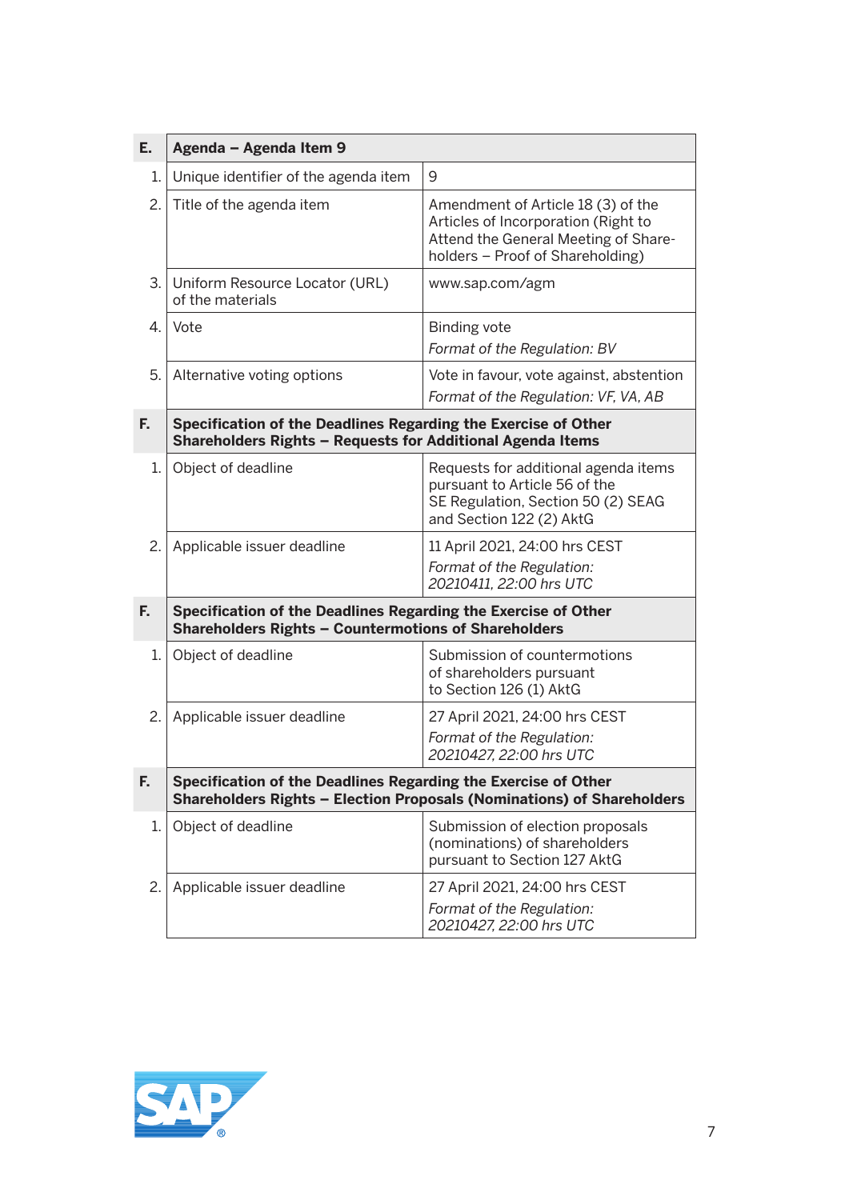| E. | Agenda – Agenda Item 9 | |
|---|---|---|
| 1. | Unique identifier of the agenda item | 9 |
| 2. | Title of the agenda item | Amendment of Article 18 (3) of the Articles of Incorporation (Right to Attend the General Meeting of Shareholders – Proof of Shareholding) |
| 3. | Uniform Resource Locator (URL) of the materials | www.sap.com/agm |
| 4. | Vote | Binding vote<br>*Format of the Regulation: BV* |
| 5. | Alternative voting options | Vote in favour, vote against, abstention<br>*Format of the Regulation: VF, VA, AB* |
| **F.** | **Specification of the Deadlines Regarding the Exercise of Other Shareholders Rights – Requests for Additional Agenda Items** | |
| 1. | Object of deadline | Requests for additional agenda items pursuant to Article 56 of the SE Regulation, Section 50 (2) SEAG and Section 122 (2) AktG |
| 2. | Applicable issuer deadline | 11 April 2021, 24:00 hrs CEST<br>*Format of the Regulation: 20210411, 22:00 hrs UTC* |
| **F.** | **Specification of the Deadlines Regarding the Exercise of Other Shareholders Rights – Countermotions of Shareholders** | |
| 1. | Object of deadline | Submission of countermotions of shareholders pursuant to Section 126 (1) AktG |
| 2. | Applicable issuer deadline | 27 April 2021, 24:00 hrs CEST<br>*Format of the Regulation: 20210427, 22:00 hrs UTC* |
| **F.** | **Specification of the Deadlines Regarding the Exercise of Other Shareholders Rights – Election Proposals (Nominations) of Shareholders** | |
| 1. | Object of deadline | Submission of election proposals (nominations) of shareholders pursuant to Section 127 AktG |
| 2. | Applicable issuer deadline | 27 April 2021, 24:00 hrs CEST<br>*Format of the Regulation: 20210427, 22:00 hrs UTC* |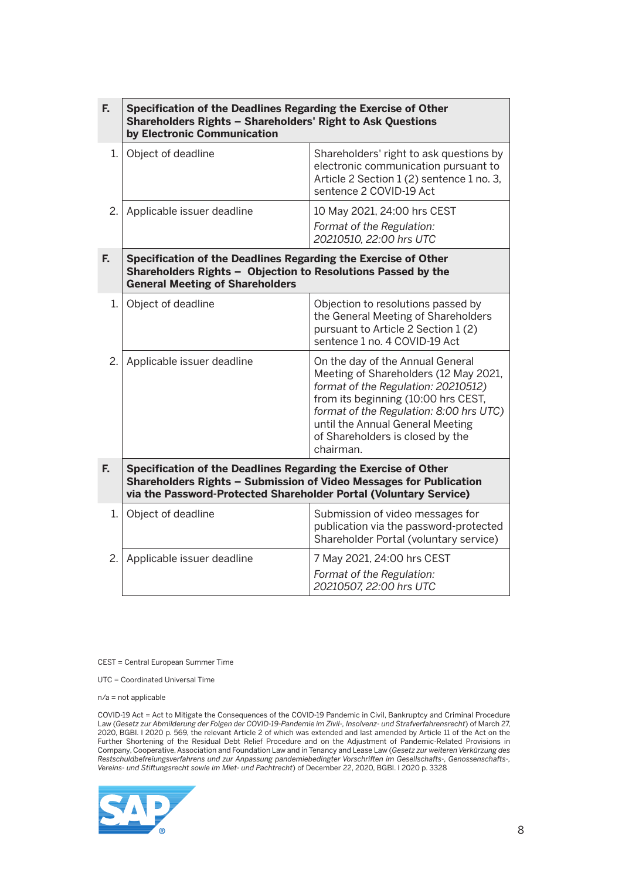| F. | Specification of the Deadlines Regarding the Exercise of Other Shareholders Rights – Shareholders' Right to Ask Questions by Electronic Communication | |
|---|---|---|
| 1. | Object of deadline | Shareholders' right to ask questions by electronic communication pursuant to Article 2 Section 1 (2) sentence 1 no. 3, sentence 2 COVID-19 Act |
| 2. | Applicable issuer deadline | 10 May 2021, 24:00 hrs CEST *Format of the Regulation: 20210510, 22:00 hrs UTC* |

| F. | Specification of the Deadlines Regarding the Exercise of Other Shareholders Rights – Objection to Resolutions Passed by the General Meeting of Shareholders | |
|---|---|---|
| 1. | Object of deadline | Objection to resolutions passed by the General Meeting of Shareholders pursuant to Article 2 Section 1 (2) sentence 1 no. 4 COVID-19 Act |
| 2. | Applicable issuer deadline | On the day of the Annual General Meeting of Shareholders (12 May 2021, *format of the Regulation: 20210512)* from its beginning (10:00 hrs CEST, *format of the Regulation: 8:00 hrs UTC)* until the Annual General Meeting of Shareholders is closed by the chairman. |

| F. | Specification of the Deadlines Regarding the Exercise of Other Shareholders Rights – Submission of Video Messages for Publication via the Password-Protected Shareholder Portal (Voluntary Service) | |
|---|---|---|
| 1. | Object of deadline | Submission of video messages for publication via the password-protected Shareholder Portal (voluntary service) |
| 2. | Applicable issuer deadline | 7 May 2021, 24:00 hrs CEST *Format of the Regulation: 20210507, 22:00 hrs UTC* |

CEST = Central European Summer Time

UTC = Coordinated Universal Time

n/a = not applicable

COVID-19 Act = Act to Mitigate the Consequences of the COVID-19 Pandemic in Civil, Bankruptcy and Criminal Procedure Law (*Gesetz zur Abmilderung der Folgen der COVID-19-Pandemie im Zivil-, Insolvenz- und Strafverfahrensrecht*) of March 27, 2020, BGBl. I 2020 p. 569, the relevant Article 2 of which was extended and last amended by Article 11 of the Act on the Further Shortening of the Residual Debt Relief Procedure and on the Adjustment of Pandemic-Related Provisions in Company, Cooperative, Association and Foundation Law and in Tenancy and Lease Law (*Gesetz zur weiteren Verkürzung des Restschuldbefreiungsverfahrens und zur Anpassung pandemiebedingter Vorschriften im Gesellschafts-, Genossenschafts-, Vereins- und Stiftungsrecht sowie im Miet- und Pachtrecht*) of December 22, 2020, BGBl. I 2020 p. 3328